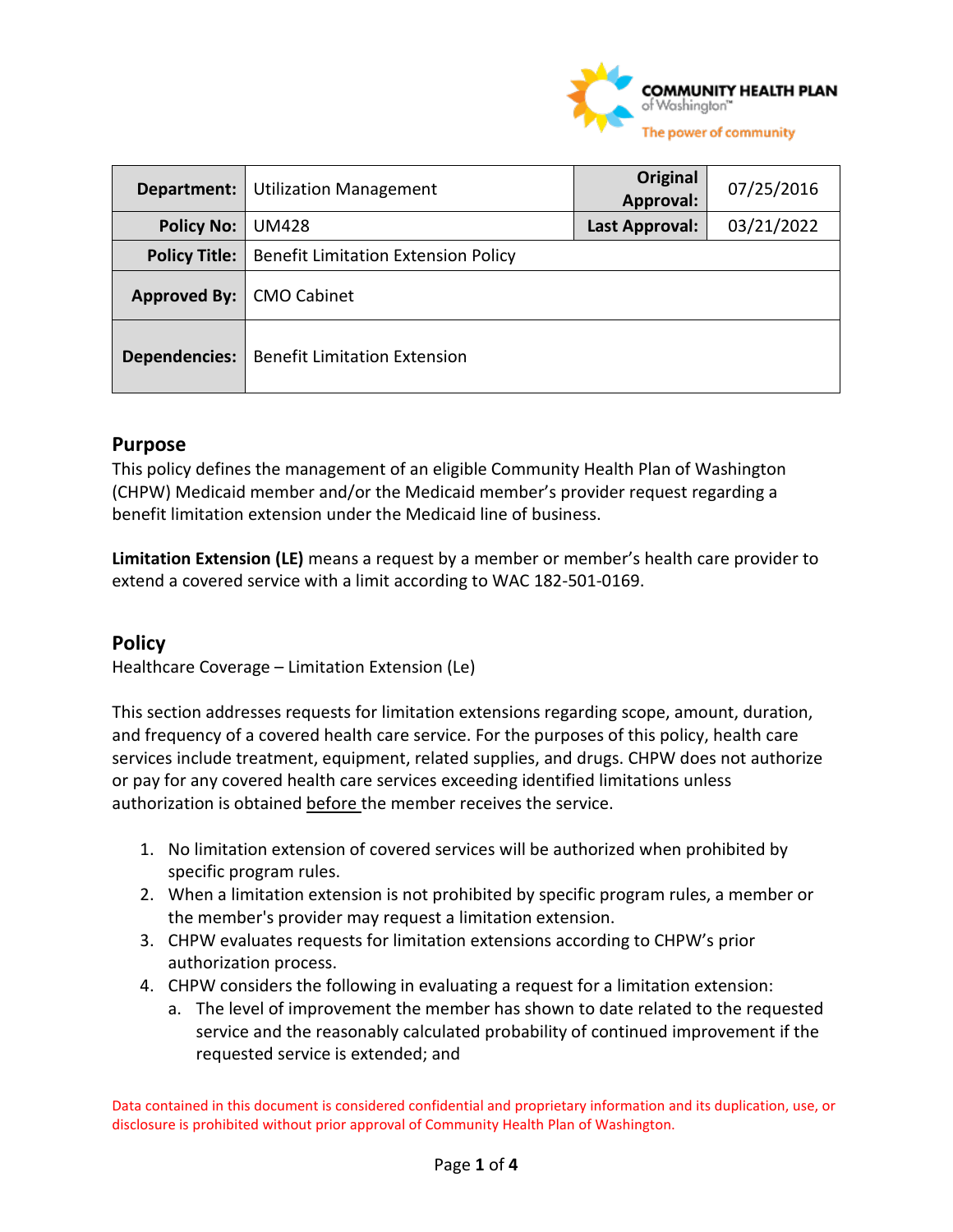COMMUNITY HEALTH PLAN of Washington™

The power of community

| Department: | Utilization Management | Original Approval: | 07/25/2016 |
|---|---|---|---|
| Policy No: | UM428 | Last Approval: | 03/21/2022 |
| Policy Title: | Benefit Limitation Extension Policy | | |
| Approved By: | CMO Cabinet | | |
| Dependencies: | Benefit Limitation Extension | | |

## Purpose

This policy defines the management of an eligible Community Health Plan of Washington (CHPW) Medicaid member and/or the Medicaid member's provider request regarding a benefit limitation extension under the Medicaid line of business.

**Limitation Extension (LE)** means a request by a member or member's health care provider to extend a covered service with a limit according to WAC 182-501-0169.

## Policy

Healthcare Coverage – Limitation Extension (Le)

This section addresses requests for limitation extensions regarding scope, amount, duration, and frequency of a covered health care service. For the purposes of this policy, health care services include treatment, equipment, related supplies, and drugs. CHPW does not authorize or pay for any covered health care services exceeding identified limitations unless authorization is obtained before the member receives the service.

1. No limitation extension of covered services will be authorized when prohibited by specific program rules.
2. When a limitation extension is not prohibited by specific program rules, a member or the member's provider may request a limitation extension.
3. CHPW evaluates requests for limitation extensions according to CHPW's prior authorization process.
4. CHPW considers the following in evaluating a request for a limitation extension:
   a. The level of improvement the member has shown to date related to the requested service and the reasonably calculated probability of continued improvement if the requested service is extended; and

Data contained in this document is considered confidential and proprietary information and its duplication, use, or disclosure is prohibited without prior approval of Community Health Plan of Washington.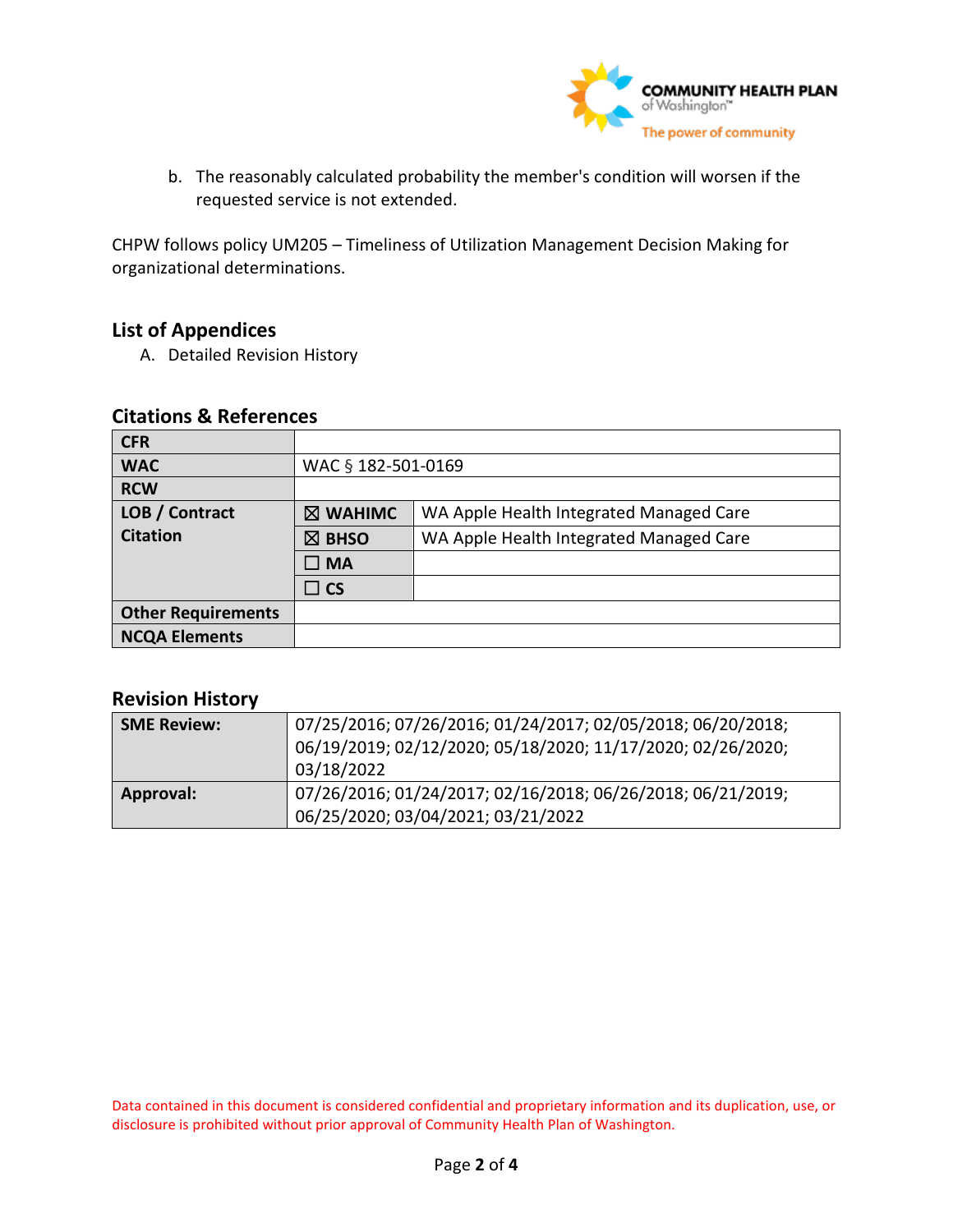b. The reasonably calculated probability the member's condition will worsen if the requested service is not extended.

CHPW follows policy UM205 – Timeliness of Utilization Management Decision Making for organizational determinations.

## List of Appendices

A. Detailed Revision History

## Citations & References

| | | |
|---|---|---|
| **CFR** | | |
| **WAC** | WAC § 182-501-0169 | |
| **RCW** | | |
| **LOB / Contract Citation** | ☒ **WAHIMC** | WA Apple Health Integrated Managed Care |
| | ☒ **BHSO** | WA Apple Health Integrated Managed Care |
| | ☐ **MA** | |
| | ☐ **CS** | |
| **Other Requirements** | | |
| **NCQA Elements** | | |

## Revision History

| | |
|---|---|
| **SME Review:** | 07/25/2016; 07/26/2016; 01/24/2017; 02/05/2018; 06/20/2018; 06/19/2019; 02/12/2020; 05/18/2020; 11/17/2020; 02/26/2020; 03/18/2022 |
| **Approval:** | 07/26/2016; 01/24/2017; 02/16/2018; 06/26/2018; 06/21/2019; 06/25/2020; 03/04/2021; 03/21/2022 |

Data contained in this document is considered confidential and proprietary information and its duplication, use, or disclosure is prohibited without prior approval of Community Health Plan of Washington.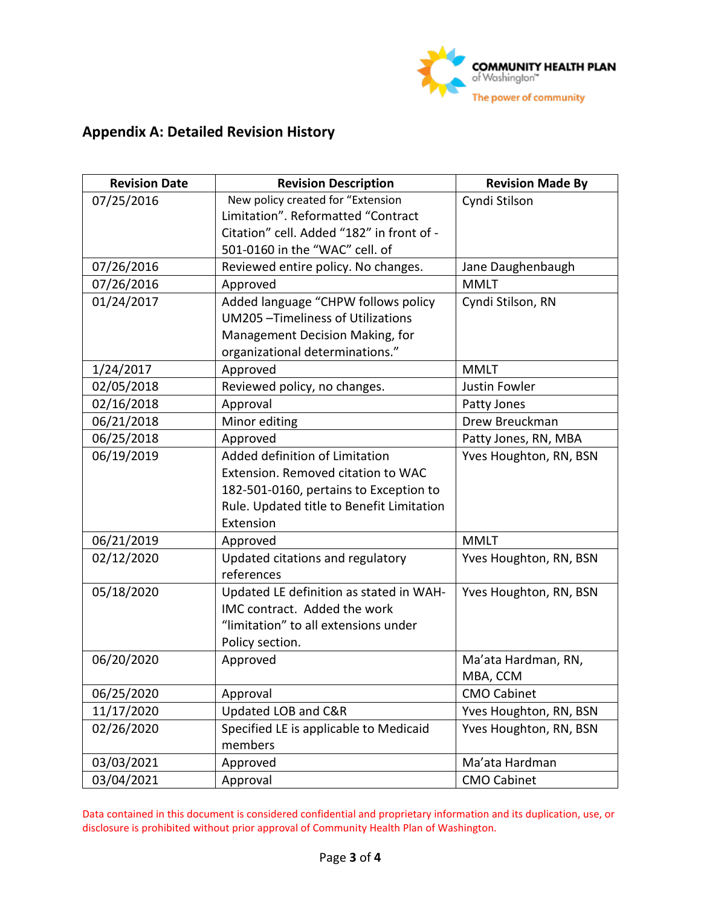## Appendix A: Detailed Revision History

| Revision Date | Revision Description | Revision Made By |
|---|---|---|
| 07/25/2016 | New policy created for "Extension Limitation". Reformatted "Contract Citation" cell. Added "182" in front of -501-0160 in the "WAC" cell. of | Cyndi Stilson |
| 07/26/2016 | Reviewed entire policy. No changes. | Jane Daughenbaugh |
| 07/26/2016 | Approved | MMLT |
| 01/24/2017 | Added language "CHPW follows policy UM205 –Timeliness of Utilizations Management Decision Making, for organizational determinations." | Cyndi Stilson, RN |
| 1/24/2017 | Approved | MMLT |
| 02/05/2018 | Reviewed policy, no changes. | Justin Fowler |
| 02/16/2018 | Approval | Patty Jones |
| 06/21/2018 | Minor editing | Drew Breuckman |
| 06/25/2018 | Approved | Patty Jones, RN, MBA |
| 06/19/2019 | Added definition of Limitation Extension. Removed citation to WAC 182-501-0160, pertains to Exception to Rule. Updated title to Benefit Limitation Extension | Yves Houghton, RN, BSN |
| 06/21/2019 | Approved | MMLT |
| 02/12/2020 | Updated citations and regulatory references | Yves Houghton, RN, BSN |
| 05/18/2020 | Updated LE definition as stated in WAH-IMC contract. Added the work "limitation" to all extensions under Policy section. | Yves Houghton, RN, BSN |
| 06/20/2020 | Approved | Ma'ata Hardman, RN, MBA, CCM |
| 06/25/2020 | Approval | CMO Cabinet |
| 11/17/2020 | Updated LOB and C&R | Yves Houghton, RN, BSN |
| 02/26/2020 | Specified LE is applicable to Medicaid members | Yves Houghton, RN, BSN |
| 03/03/2021 | Approved | Ma'ata Hardman |
| 03/04/2021 | Approval | CMO Cabinet |

Data contained in this document is considered confidential and proprietary information and its duplication, use, or disclosure is prohibited without prior approval of Community Health Plan of Washington.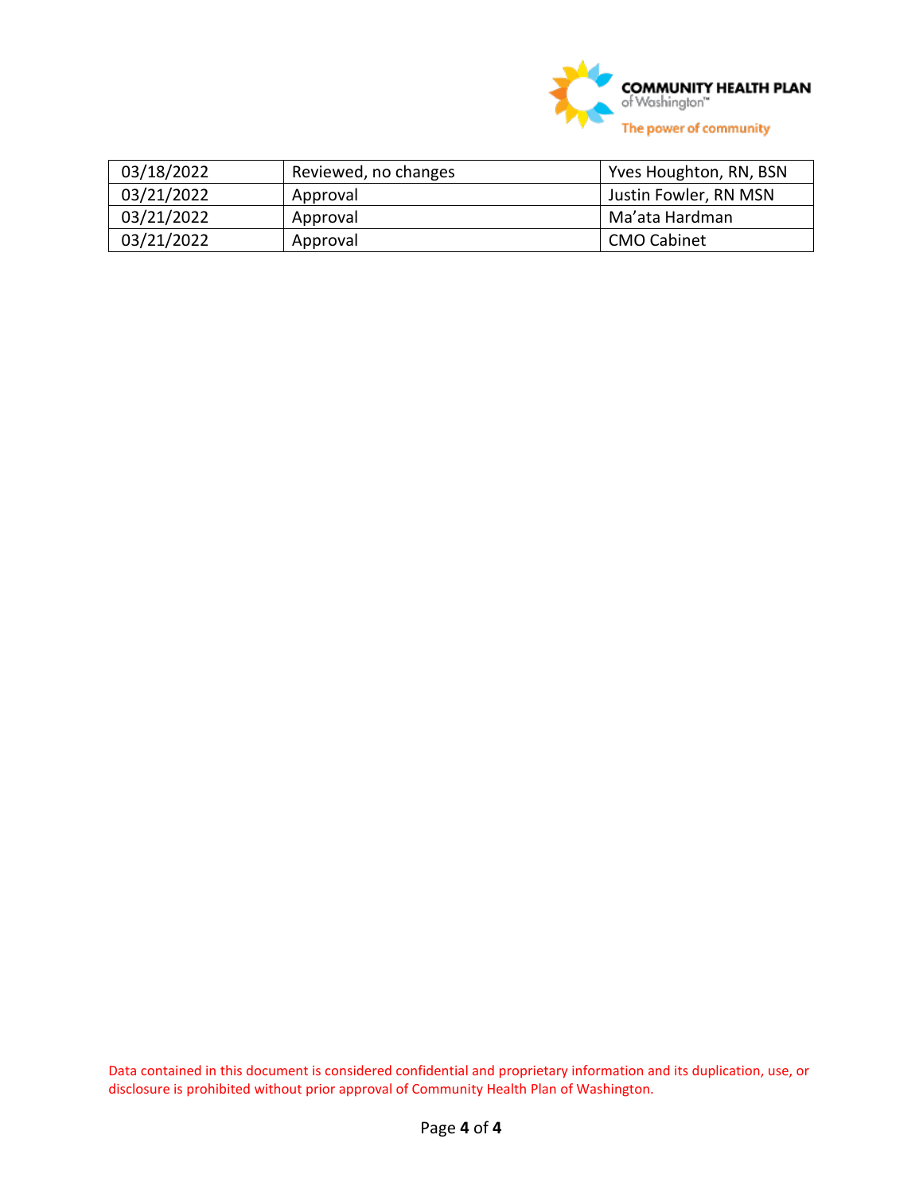| | | |
|---|---|---|
| 03/18/2022 | Reviewed, no changes | Yves Houghton, RN, BSN |
| 03/21/2022 | Approval | Justin Fowler, RN MSN |
| 03/21/2022 | Approval | Ma'ata Hardman |
| 03/21/2022 | Approval | CMO Cabinet |

Data contained in this document is considered confidential and proprietary information and its duplication, use, or disclosure is prohibited without prior approval of Community Health Plan of Washington.